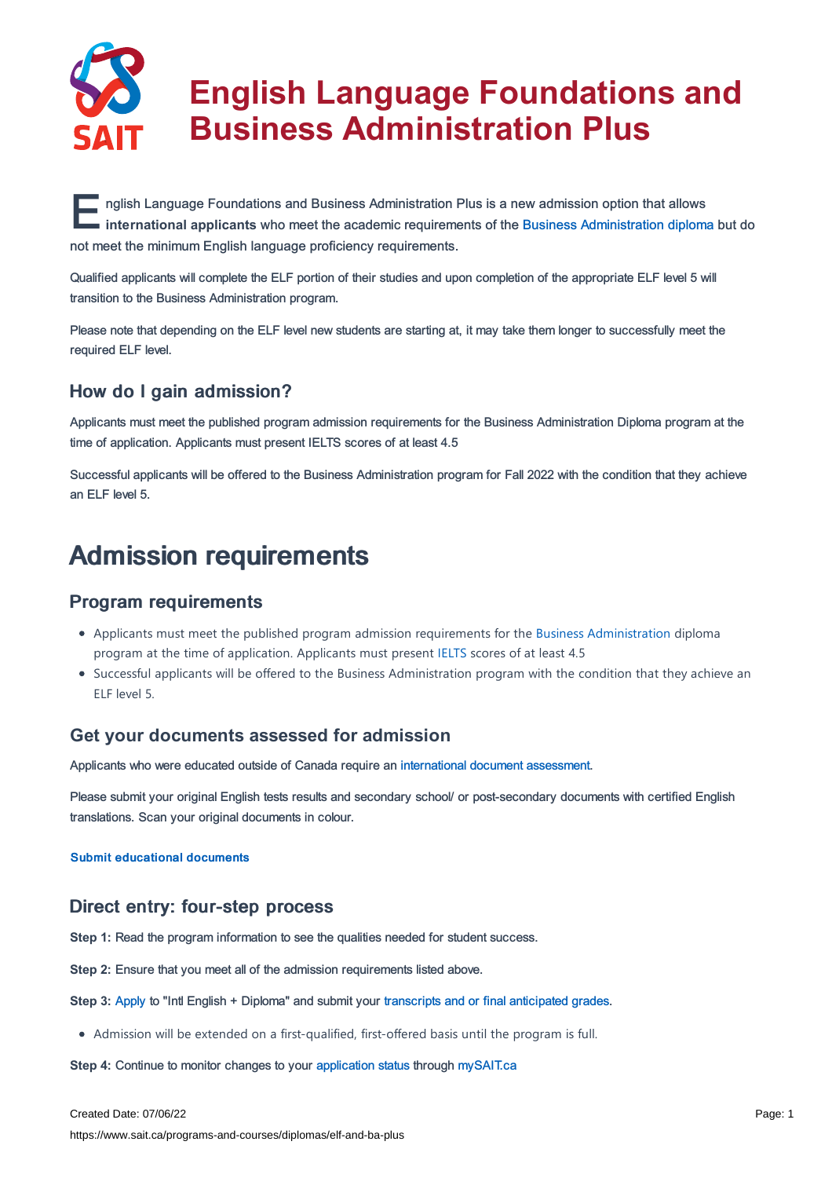# English Language Foundations and Business Administration Plus

English Language Foundations and Business Administration Plus is a new admission option that allows **international applicants** who meet the academic requirements of the Business Administration diploma but do not meet the minimum English language proficiency requirements.

Qualified applicants will complete the ELF portion of their studies and upon completion of the appropriate ELF level 5 will transition to the Business Administration program.

Please note that depending on the ELF level new students are starting at, it may take them longer to successfully meet the required ELF level.

### How do I gain admission?

Applicants must meet the published program admission requirements for the Business Administration Diploma program at the time of application. Applicants must present IELTS scores of at least 4.5

Successful applicants will be offered to the Business Administration program for Fall 2022 with the condition that they achieve an ELF level 5.

## Admission requirements

### Program requirements

- Applicants must meet the published program admission requirements for the Business Administration diploma program at the time of application. Applicants must present IELTS scores of at least 4.5
- Successful applicants will be offered to the Business Administration program with the condition that they achieve an ELF level 5.

### Get your documents assessed for admission

Applicants who were educated outside of Canada require an international document assessment.

Please submit your original English tests results and secondary school/ or post-secondary documents with certified English translations. Scan your original documents in colour.

**Submit educational documents**

### Direct entry: four-step process

**Step 1:** Read the program information to see the qualities needed for student success.

**Step 2:** Ensure that you meet all of the admission requirements listed above.

**Step 3:** Apply to "Intl English + Diploma" and submit your transcripts and or final anticipated grades.

- Admission will be extended on a first-qualified, first-offered basis until the program is full.

**Step 4:** Continue to monitor changes to your application status through mySAIT.ca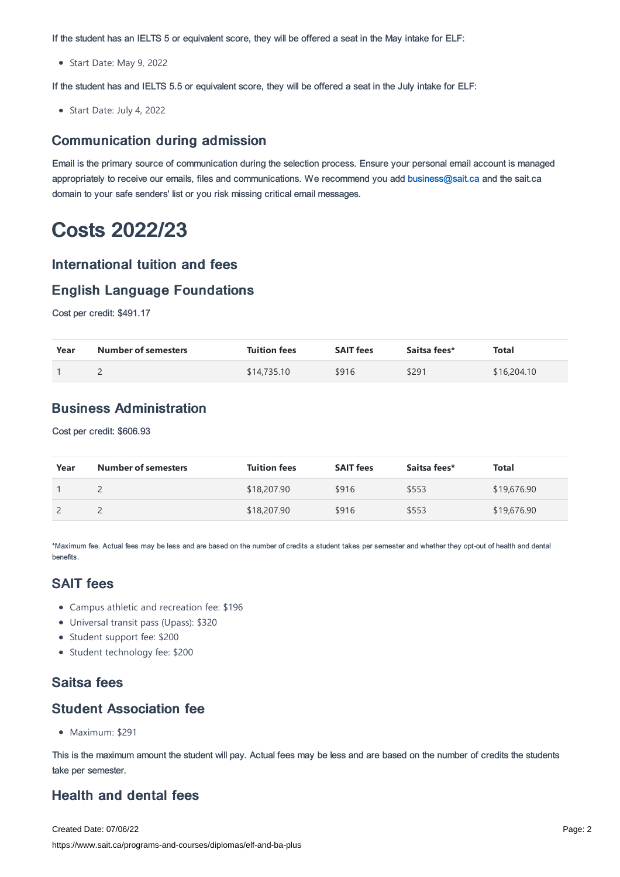If the student has an IELTS 5 or equivalent score, they will be offered a seat in the May intake for ELF:

- Start Date: May 9, 2022

If the student has and IELTS 5.5 or equivalent score, they will be offered a seat in the July intake for ELF:

- Start Date: July 4, 2022

### Communication during admission

Email is the primary source of communication during the selection process. Ensure your personal email account is managed appropriately to receive our emails, files and communications. We recommend you add business@sait.ca and the sait.ca domain to your safe senders' list or you risk missing critical email messages.

# Costs 2022/23

### International tuition and fees

### English Language Foundations

Cost per credit: $491.17

| Year | Number of semesters | Tuition fees | SAIT fees | Saitsa fees* | Total |
|---|---|---|---|---|---|
| 1 | 2 | $14,735.10 | $916 | $291 | $16,204.10 |

### Business Administration

Cost per credit: $606.93

| Year | Number of semesters | Tuition fees | SAIT fees | Saitsa fees* | Total |
|---|---|---|---|---|---|
| 1 | 2 | $18,207.90 | $916 | $553 | $19,676.90 |
| 2 | 2 | $18,207.90 | $916 | $553 | $19,676.90 |

*Maximum fee. Actual fees may be less and are based on the number of credits a student takes per semester and whether they opt-out of health and dental benefits.

### SAIT fees

- Campus athletic and recreation fee: $196
- Universal transit pass (Upass): $320
- Student support fee: $200
- Student technology fee: $200

### Saitsa fees

### Student Association fee

- Maximum: $291

This is the maximum amount the student will pay. Actual fees may be less and are based on the number of credits the students take per semester.

### Health and dental fees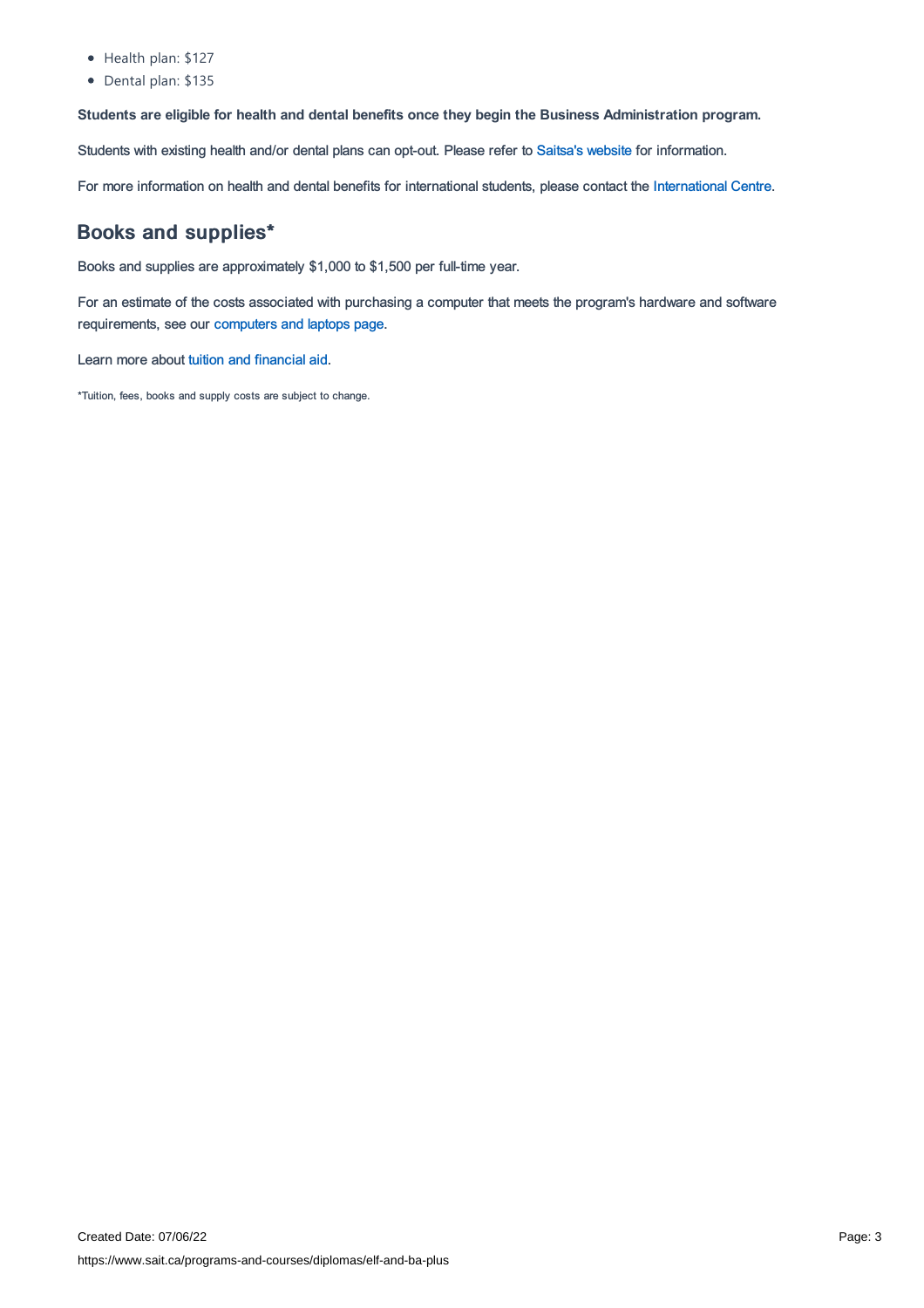- Health plan: $127
- Dental plan: $135

**Students are eligible for health and dental benefits once they begin the Business Administration program.**

Students with existing health and/or dental plans can opt-out. Please refer to Saitsa's website for information.

For more information on health and dental benefits for international students, please contact the International Centre.

## Books and supplies*

Books and supplies are approximately $1,000 to $1,500 per full-time year.

For an estimate of the costs associated with purchasing a computer that meets the program's hardware and software requirements, see our computers and laptops page.

Learn more about tuition and financial aid.

*Tuition, fees, books and supply costs are subject to change.